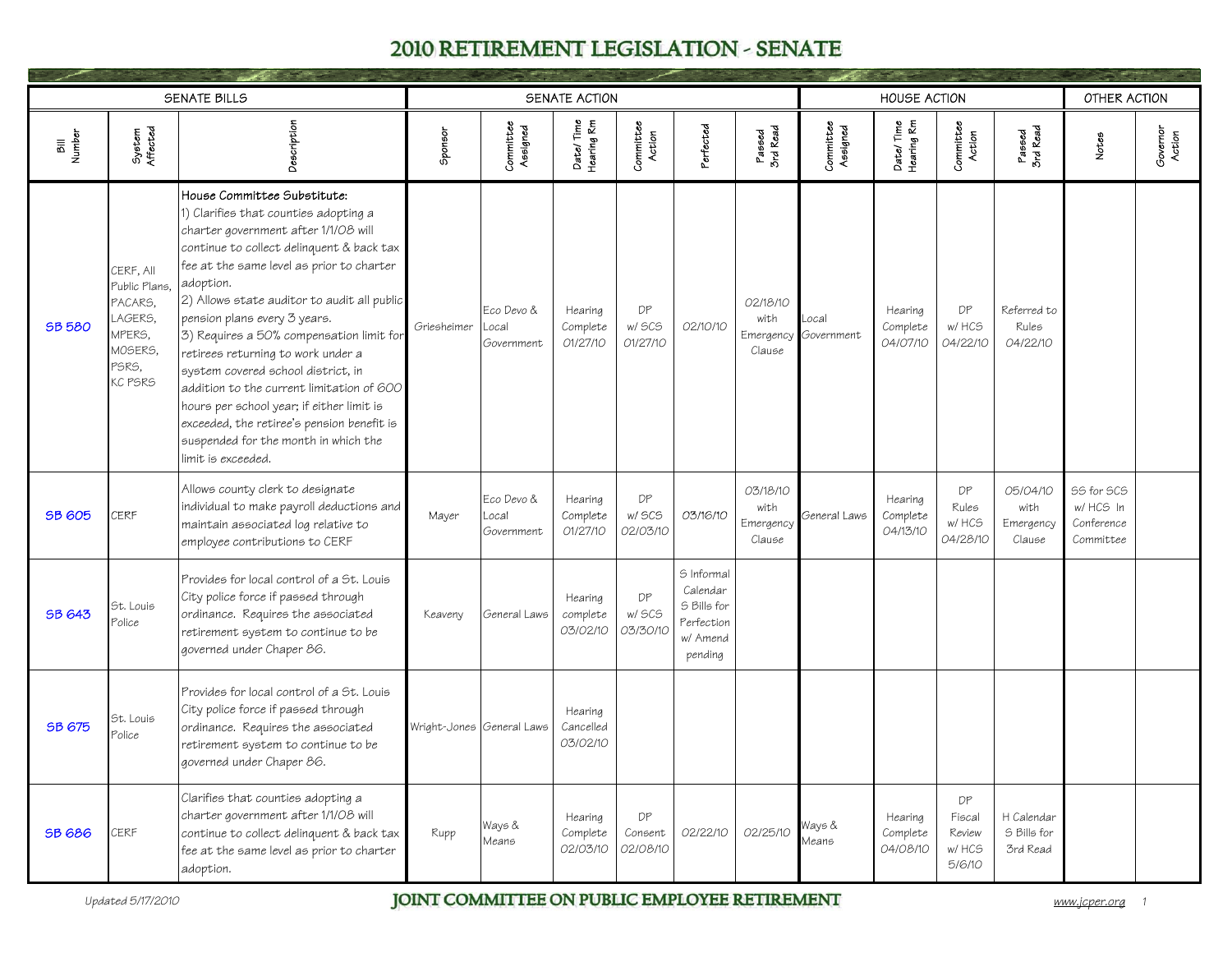# 2010 RETIREMENT LEGISLATION - SENATE

| SENATE BILLS | | | SENATE ACTION | | | | | | | HOUSE ACTION | | | | OTHER ACTION | |
|---|---|---|---|---|---|---|---|---|---|---|---|---|---|---|---|
| Bill Number | System Affected | Description | Sponsor | Committee Assigned | Date/Time Hearing Rm | Committee Action | Perfected | Passed 3rd Read | Committee Assigned | Date/Time Hearing Rm | Committee Action | Passed 3rd Read | Notes | Governor Action |
| SB 580 | CERF, All Public Plans, PACARS, LAGERS, MPERS, MOSERS, PSRS, KC PSRS | **House Committee Substitute:** 1) Clarifies that counties adopting a charter government after 1/1/08 will continue to collect delinquent & back tax fee at the same level as prior to charter adoption. 2) Allows state auditor to audit all public pension plans every 3 years. 3) Requires a 50% compensation limit for retirees returning to work under a system covered school district, in addition to the current limitation of 600 hours per school year; if either limit is exceeded, the retiree's pension benefit is suspended for the month in which the limit is exceeded. | Griesheimer | Eco Devo & Local Government | Hearing Complete 01/27/10 | DP w/ SCS 01/27/10 | 02/10/10 | 02/18/10 with Emergency Clause | Local Government | Hearing Complete 04/07/10 | DP w/ HCS 04/22/10 | Referred to Rules 04/22/10 | | |
| SB 605 | CERF | Allows county clerk to designate individual to make payroll deductions and maintain associated log relative to employee contributions to CERF | Mayer | Eco Devo & Local Government | Hearing Complete 01/27/10 | DP w/ SCS 02/03/10 | 03/16/10 | 03/18/10 with Emergency Clause | General Laws | Hearing Complete 04/13/10 | DP Rules w/ HCS 04/28/10 | 05/04/10 with Emergency Clause | SS for SCS w/ HCS In Conference Committee | |
| SB 643 | St. Louis Police | Provides for local control of a St. Louis City police force if passed through ordinance. Requires the associated retirement system to continue to be governed under Chaper 86. | Keaveny | General Laws | Hearing complete 03/02/10 | DP w/ SCS 03/30/10 | S Informal Calendar S Bills for Perfection w/ Amend pending | | | | | | | |
| SB 675 | St. Louis Police | Provides for local control of a St. Louis City police force if passed through ordinance. Requires the associated retirement system to continue to be governed under Chaper 86. | Wright-Jones | General Laws | Hearing Cancelled 03/02/10 | | | | | | | | | |
| SB 686 | CERF | Clarifies that counties adopting a charter government after 1/1/08 will continue to collect delinquent & back tax fee at the same level as prior to charter adoption. | Rupp | Ways & Means | Hearing Complete 02/03/10 | DP Consent 02/08/10 | 02/22/10 | 02/25/10 | Ways & Means | Hearing Complete 04/08/10 | DP Fiscal Review w/ HCS 5/6/10 | H Calendar S Bills for 3rd Read | | |

Updated 5/17/2010

**JOINT COMMITTEE ON PUBLIC EMPLOYEE RETIREMENT**

www.jcper.org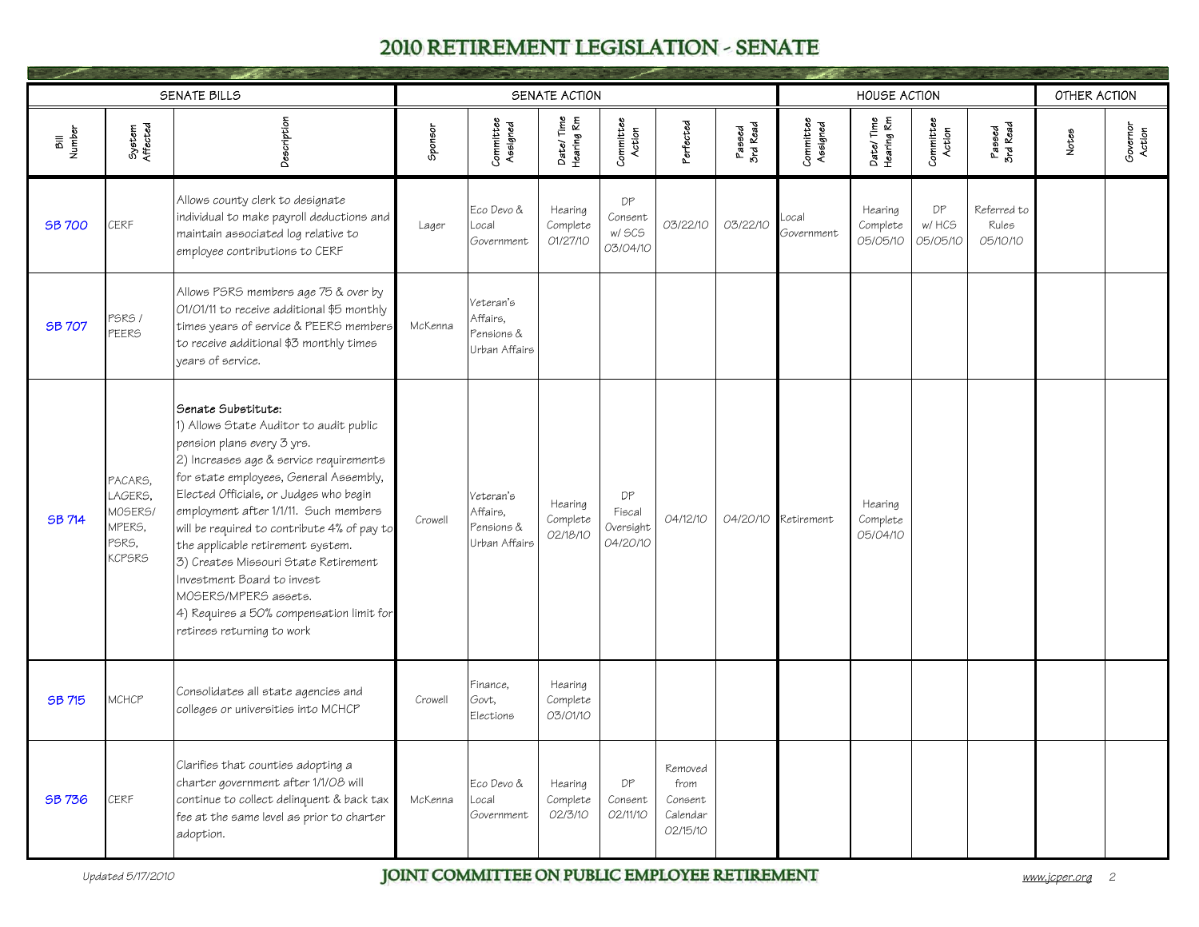# 2010 RETIREMENT LEGISLATION - SENATE

| SENATE BILLS | | | SENATE ACTION | | | | | | HOUSE ACTION | | | | OTHER ACTION | |
|---|---|---|---|---|---|---|---|---|---|---|---|---|---|---|
| Bill Number | System Affected | Description | Sponsor | Committee Assigned | Date/Time Hearing Rm | Committee Action | Perfected | Passed 3rd Read | Committee Assigned | Date/Time Hearing Rm | Committee Action | Passed 3rd Read | Notes | Governor Action |
| SB 700 | CERF | Allows county clerk to designate individual to make payroll deductions and maintain associated log relative to employee contributions to CERF | Lager | Eco Devo & Local Government | Hearing Complete 01/27/10 | DP Consent w/ SCS 03/04/10 | 03/22/10 | 03/22/10 | Local Government | Hearing Complete 05/05/10 | DP w/ HCS 05/05/10 | Referred to Rules 05/10/10 | | |
| SB 707 | PSRS / PEERS | Allows PSRS members age 75 & over by 01/01/11 to receive additional $5 monthly times years of service & PEERS members to receive additional $3 monthly times years of service. | McKenna | Veteran's Affairs, Pensions & Urban Affairs | | | | | | | | | | |
| SB 714 | PACARS, LAGERS, MOSERS/ MPERS, PSRS, KCPSRS | **Senate Substitute:** 1) Allows State Auditor to audit public pension plans every 3 yrs. 2) Increases age & service requirements for state employees, General Assembly, Elected Officials, or Judges who begin employment after 1/1/11. Such members will be required to contribute 4% of pay to the applicable retirement system. 3) Creates Missouri State Retirement Investment Board to invest MOSERS/MPERS assets. 4) Requires a 50% compensation limit for retirees returning to work | Crowell | Veteran's Affairs, Pensions & Urban Affairs | Hearing Complete 02/18/10 | DP Fiscal Oversight 04/20/10 | 04/12/10 | 04/20/10 | Retirement | Hearing Complete 05/04/10 | | | | |
| SB 715 | MCHCP | Consolidates all state agencies and colleges or universities into MCHCP | Crowell | Finance, Govt, Elections | Hearing Complete 03/01/10 | | | | | | | | | |
| SB 736 | CERF | Clarifies that counties adopting a charter government after 1/1/08 will continue to collect delinquent & back tax fee at the same level as prior to charter adoption. | McKenna | Eco Devo & Local Government | Hearing Complete 02/3/10 | DP Consent 02/11/10 | Removed from Consent Calendar 02/15/10 | | | | | | | |

Updated 5/17/2010

JOINT COMMITTEE ON PUBLIC EMPLOYEE RETIREMENT

www.jcper.org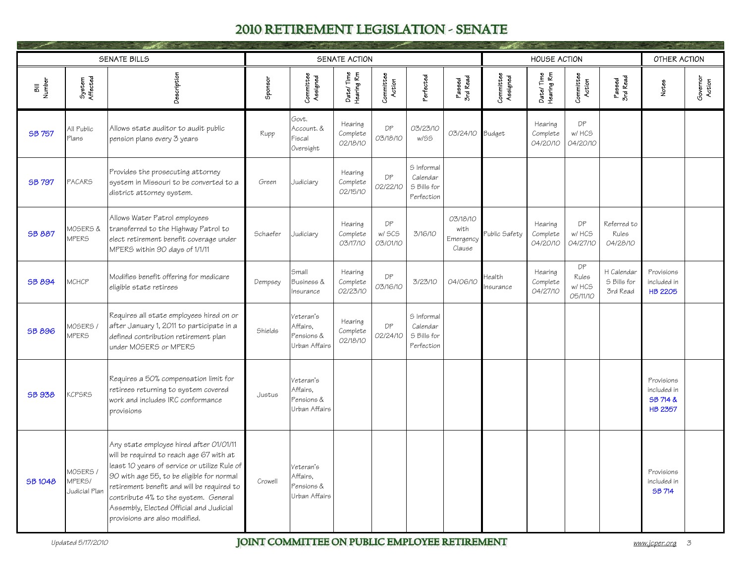# 2010 RETIREMENT LEGISLATION - SENATE

| SENATE BILLS | | | SENATE ACTION | | | | | | HOUSE ACTION | | | | OTHER ACTION | |
|---|---|---|---|---|---|---|---|---|---|---|---|---|---|---|
| Bill Number | System Affected | Description | Sponsor | Committee Assigned | Date/Time Hearing Rm | Committee Action | Perfected | Passed 3rd Read | Committee Assigned | Date/Time Hearing Rm | Committee Action | Passed 3rd Read | Notes | Governor Action |
| SB 757 | All Public Plans | Allows state auditor to audit public pension plans every 3 years | Rupp | Govt. Account. & Fiscal Oversight | Hearing Complete 02/18/10 | DP 03/18/10 | 03/23/10 w/SS | 03/24/10 | Budget | Hearing Complete 04/20/10 | DP w/ HCS 04/20/10 | | | |
| SB 797 | PACARS | Provides the prosecuting attorney system in Missouri to be converted to a district attorney system. | Green | Judiciary | Hearing Complete 02/15/10 | DP 02/22/10 | S Informal Calendar S Bills for Perfection | | | | | | | |
| SB 887 | MOSERS & MPERS | Allows Water Patrol employees transferred to the Highway Patrol to elect retirement benefit coverage under MPERS within 90 days of 1/1/11 | Schaefer | Judiciary | Hearing Complete 03/17/10 | DP w/ SCS 03/01/10 | 3/16/10 | 03/18/10 with Emergency Clause | Public Safety | Hearing Complete 04/20/10 | DP w/ HCS 04/27/10 | Referred to Rules 04/28/10 | | |
| SB 894 | MCHCP | Modifies benefit offering for medicare eligible state retirees | Dempsey | Small Business & Insurance | Hearing Complete 02/23/10 | DP 03/16/10 | 3/23/10 | 04/06/10 | Health Insurance | Hearing Complete 04/27/10 | DP Rules w/ HCS 05/11/10 | H Calendar S Bills for 3rd Read | Provisions included in HB 2205 | |
| SB 896 | MOSERS / MPERS | Requires all state employees hired on or after January 1, 2011 to participate in a defined contribution retirement plan under MOSERS or MPERS | Shields | Veteran's Affairs, Pensions & Urban Affairs | Hearing Complete 02/18/10 | DP 02/24/10 | S Informal Calendar S Bills for Perfection | | | | | | | |
| SB 938 | KCPSRS | Requires a 50% compensation limit for retirees returning to system covered work and includes IRC conformance provisions | Justus | Veteran's Affairs, Pensions & Urban Affairs | | | | | | | | | Provisions included in SB 714 & HB 2357 | |
| SB 1048 | MOSERS / MPERS/ Judicial Plan | Any state employee hired after 01/01/11 will be required to reach age 67 with at least 10 years of service or utilize Rule of 90 with age 55, to be eligible for normal retirement benefit and will be required to contribute 4% to the system. General Assembly, Elected Official and Judicial provisions are also modified. | Crowell | Veteran's Affairs, Pensions & Urban Affairs | | | | | | | | | Provisions included in SB 714 | |

*Updated 5/17/2010*

**JOINT COMMITTEE ON PUBLIC EMPLOYEE RETIREMENT**

www.jcper.org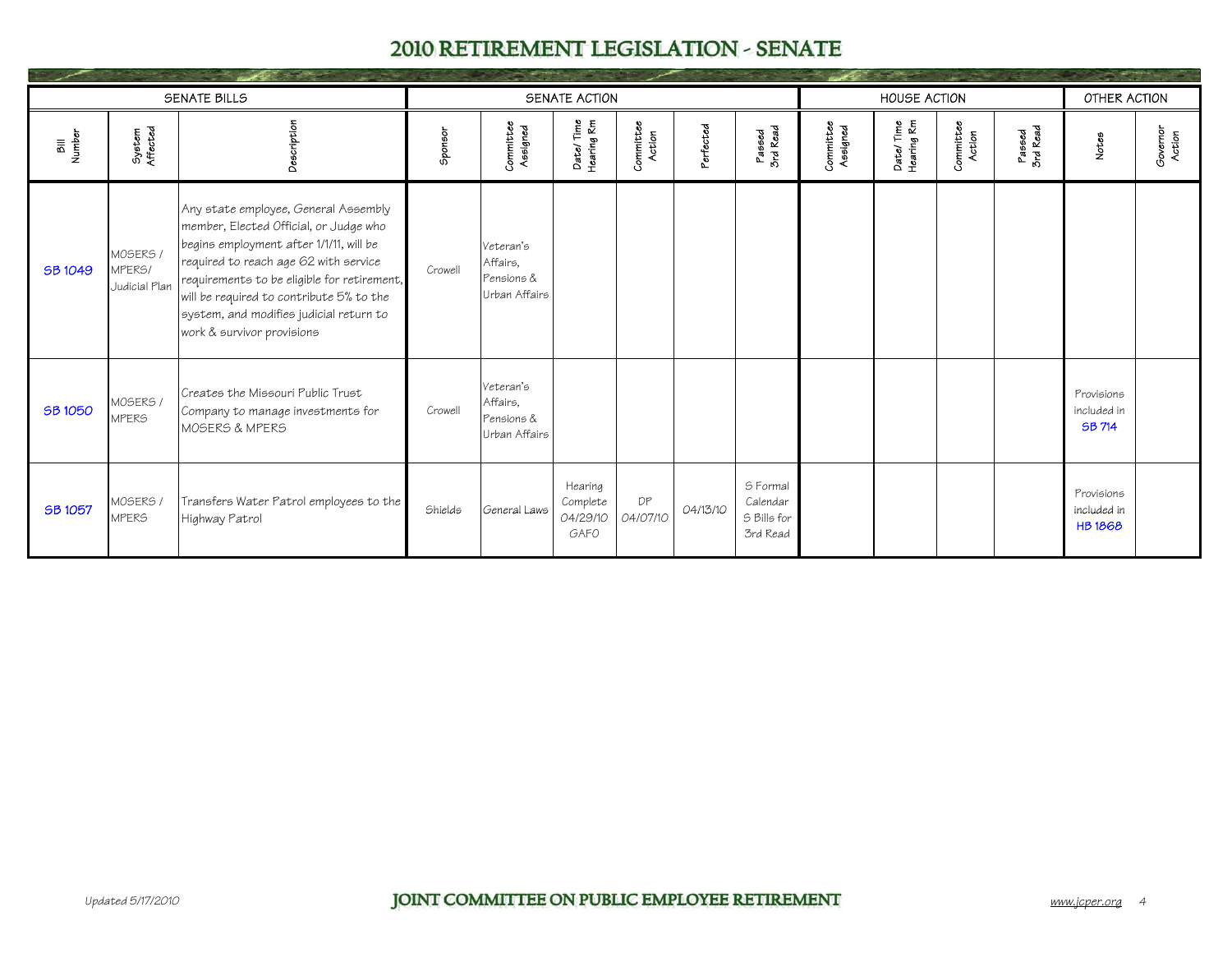# 2010 RETIREMENT LEGISLATION - SENATE

| SENATE BILLS | | | SENATE ACTION | | | | | | HOUSE ACTION | | | | OTHER ACTION | |
|---|---|---|---|---|---|---|---|---|---|---|---|---|---|---|
| Bill Number | System Affected | Description | Sponsor | Committee Assigned | Date/ Time Hearing Rm | Committee Action | Perfected | Passed 3rd Read | Committee Assigned | Date/ Time Hearing Rm | Committee Action | Passed 3rd Read | Notes | Governor Action |
| SB 1049 | MOSERS / MPERS/ Judicial Plan | Any state employee, General Assembly member, Elected Official, or Judge who begins employment after 1/1/11, will be required to reach age 62 with service requirements to be eligible for retirement, will be required to contribute 5% to the system, and modifies judicial return to work & survivor provisions | Crowell | Veteran's Affairs, Pensions & Urban Affairs | | | | | | | | | | |
| SB 1050 | MOSERS / MPERS | Creates the Missouri Public Trust Company to manage investments for MOSERS & MPERS | Crowell | Veteran's Affairs, Pensions & Urban Affairs | | | | | | | | | Provisions included in SB 714 | |
| SB 1057 | MOSERS / MPERS | Transfers Water Patrol employees to the Highway Patrol | Shields | General Laws | Hearing Complete 04/29/10 GAFO | DP 04/07/10 | 04/13/10 | S Formal Calendar S Bills for 3rd Read | | | | | Provisions included in HB 1868 | |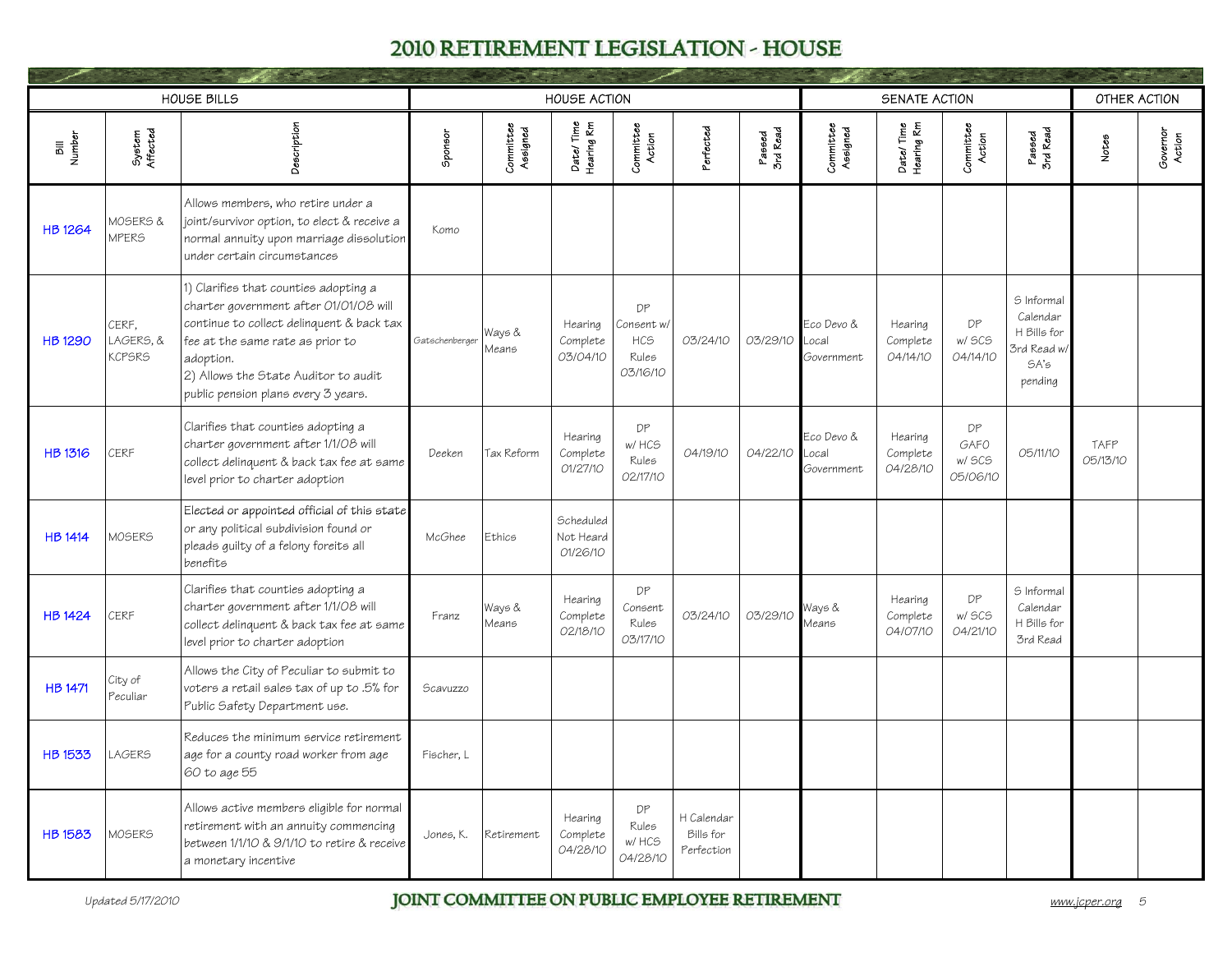# 2010 RETIREMENT LEGISLATION - HOUSE

| HOUSE BILLS | | | HOUSE ACTION | | | | | | SENATE ACTION | | | | OTHER ACTION | |
|---|---|---|---|---|---|---|---|---|---|---|---|---|---|---|
| Bill Number | System Affected | Description | Sponsor | Committee Assigned | Date/ Time Hearing Rm | Committee Action | Perfected | Passed 3rd Read | Committee Assigned | Date/ Time Hearing Rm | Committee Action | Passed 3rd Read | Notes | Governor Action |
| HB 1264 | MOSERS & MPERS | Allows members, who retire under a joint/survivor option, to elect & receive a normal annuity upon marriage dissolution under certain circumstances | Komo | | | | | | | | | | | |
| HB 1290 | CERF, LAGERS, & KCPSRS | 1) Clarifies that counties adopting a charter government after 01/01/08 will continue to collect delinquent & back tax fee at the same rate as prior to adoption. 2) Allows the State Auditor to audit public pension plans every 3 years. | Gatschenberger | Ways & Means | Hearing Complete 03/04/10 | DP Consent w/ HCS Rules 03/16/10 | 03/24/10 | 03/29/10 | Eco Devo & Local Government | Hearing Complete 04/14/10 | DP w/ SCS 04/14/10 | S Informal Calendar H Bills for 3rd Read w/ SA's pending | | |
| HB 1316 | CERF | Clarifies that counties adopting a charter government after 1/1/08 will collect delinquent & back tax fee at same level prior to charter adoption | Deeken | Tax Reform | Hearing Complete 01/27/10 | DP w/ HCS Rules 02/17/10 | 04/19/10 | 04/22/10 | Eco Devo & Local Government | Hearing Complete 04/28/10 | DP GAFO w/ SCS 05/06/10 | 05/11/10 | TAFP 05/13/10 | |
| HB 1414 | MOSERS | Elected or appointed official of this state or any political subdivision found or pleads guilty of a felony foreits all benefits | McGhee | Ethics | Scheduled Not Heard 01/26/10 | | | | | | | | | |
| HB 1424 | CERF | Clarifies that counties adopting a charter government after 1/1/08 will collect delinquent & back tax fee at same level prior to charter adoption | Franz | Ways & Means | Hearing Complete 02/18/10 | DP Consent Rules 03/17/10 | 03/24/10 | 03/29/10 | Ways & Means | Hearing Complete 04/07/10 | DP w/ SCS 04/21/10 | S Informal Calendar H Bills for 3rd Read | | |
| HB 1471 | City of Peculiar | Allows the City of Peculiar to submit to voters a retail sales tax of up to .5% for Public Safety Department use. | Scavuzzo | | | | | | | | | | | |
| HB 1533 | LAGERS | Reduces the minimum service retirement age for a county road worker from age 60 to age 55 | Fischer, L | | | | | | | | | | | |
| HB 1583 | MOSERS | Allows active members eligible for normal retirement with an annuity commencing between 1/1/10 & 9/1/10 to retire & receive a monetary incentive | Jones, K. | Retirement | Hearing Complete 04/28/10 | DP Rules w/ HCS 04/28/10 | H Calendar Bills for Perfection | | | | | | | |

*Updated 5/17/2010*

**JOINT COMMITTEE ON PUBLIC EMPLOYEE RETIREMENT**

www.jcper.org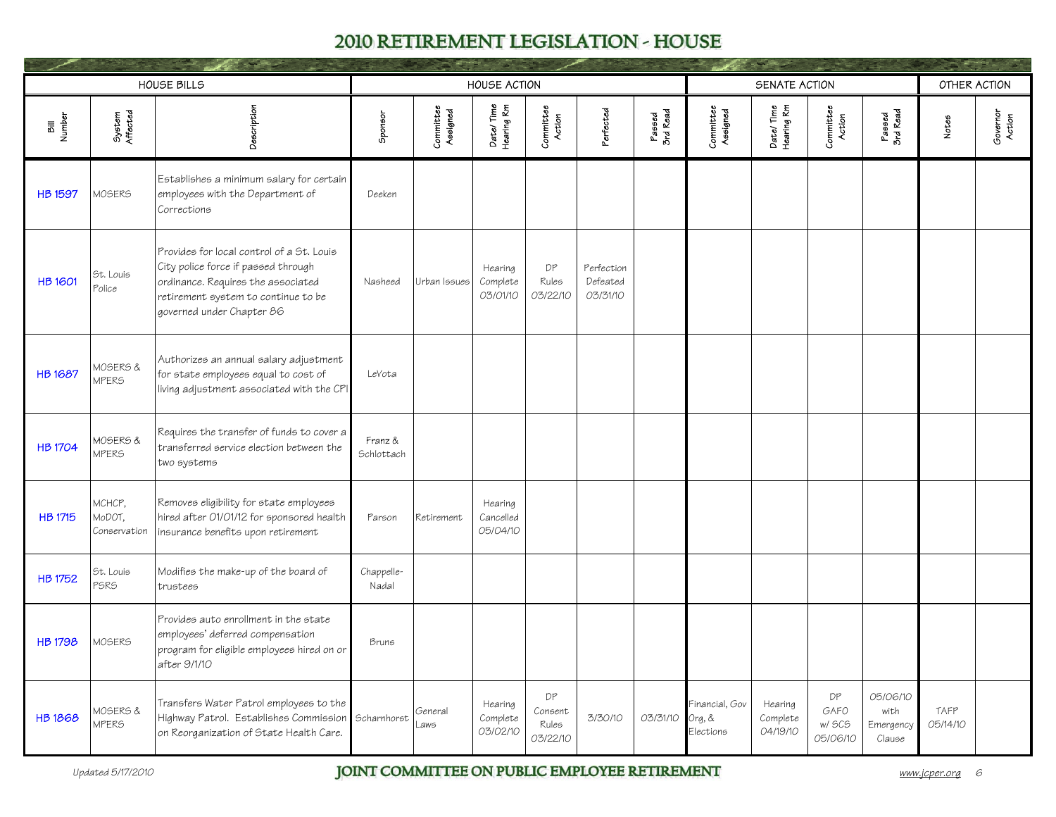# 2010 RETIREMENT LEGISLATION - HOUSE

| HOUSE BILLS | | | HOUSE ACTION | | | | | | SENATE ACTION | | | | OTHER ACTION | |
|---|---|---|---|---|---|---|---|---|---|---|---|---|---|---|
| Bill Number | System Affected | Description | Sponsor | Committee Assigned | Date/ Time Hearing Rm | Committee Action | Perfected | Passed 3rd Read | Committee Assigned | Date/ Time Hearing Rm | Committee Action | Passed 3rd Read | Notes | Governor Action |
| HB 1597 | MOSERS | Establishes a minimum salary for certain employees with the Department of Corrections | Deeken | | | | | | | | | | | |
| HB 1601 | St. Louis Police | Provides for local control of a St. Louis City police force if passed through ordinance. Requires the associated retirement system to continue to be governed under Chapter 86 | Nasheed | Urban Issues | Hearing Complete 03/01/10 | DP Rules 03/22/10 | Perfection Defeated 03/31/10 | | | | | | | |
| HB 1687 | MOSERS & MPERS | Authorizes an annual salary adjustment for state employees equal to cost of living adjustment associated with the CPI | LeVota | | | | | | | | | | | |
| HB 1704 | MOSERS & MPERS | Requires the transfer of funds to cover a transferred service election between the two systems | Franz & Schlottach | | | | | | | | | | | |
| HB 1715 | MCHCP, MoDOT, Conservation | Removes eligibility for state employees hired after 01/01/12 for sponsored health insurance benefits upon retirement | Parson | Retirement | Hearing Cancelled 05/04/10 | | | | | | | | | |
| HB 1752 | St. Louis PSRS | Modifies the make-up of the board of trustees | Chappelle-Nadal | | | | | | | | | | | |
| HB 1798 | MOSERS | Provides auto enrollment in the state employees' deferred compensation program for eligible employees hired on or after 9/1/10 | Bruns | | | | | | | | | | | |
| HB 1868 | MOSERS & MPERS | Transfers Water Patrol employees to the Highway Patrol. Establishes Commission on Reorganization of State Health Care. | Scharnhorst | General Laws | Hearing Complete 03/02/10 | DP Consent Rules 03/22/10 | 3/30/10 | 03/31/10 | Financial, Gov Org, & Elections | Hearing Complete 04/19/10 | DP GAFO w/ SCS 05/06/10 | 05/06/10 with Emergency Clause | TAFP 05/14/10 | |

Updated 5/17/2010

JOINT COMMITTEE ON PUBLIC EMPLOYEE RETIREMENT

www.jcper.org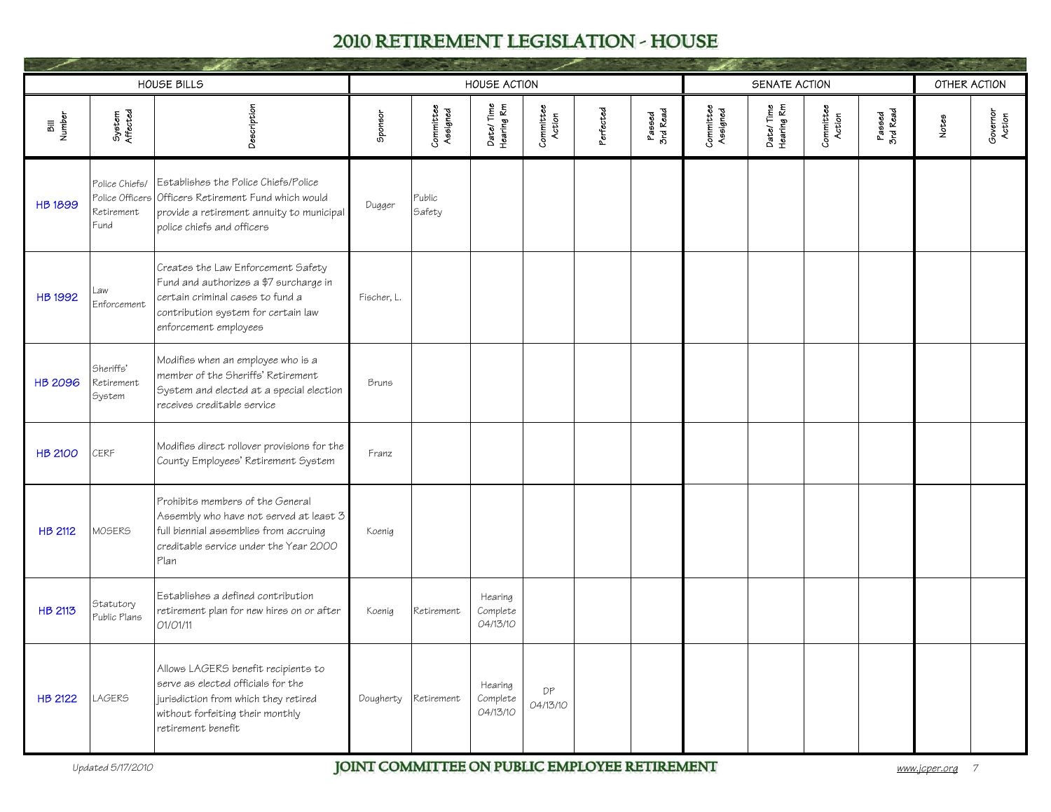# 2010 RETIREMENT LEGISLATION - HOUSE

| HOUSE BILLS | | | HOUSE ACTION | | | | | | SENATE ACTION | | | | OTHER ACTION | |
|---|---|---|---|---|---|---|---|---|---|---|---|---|---|---|
| Bill Number | System Affected | Description | Sponsor | Committee Assigned | Date/ Time Hearing Rm | Committee Action | Perfected | Passed 3rd Read | Committee Assigned | Date/ Time Hearing Rm | Committee Action | Passed 3rd Read | Notes | Governor Action |
| HB 1899 | Police Chiefs/ Police Officers Retirement Fund | Establishes the Police Chiefs/Police Officers Retirement Fund which would provide a retirement annuity to municipal police chiefs and officers | Dugger | Public Safety | | | | | | | | | | |
| HB 1992 | Law Enforcement | Creates the Law Enforcement Safety Fund and authorizes a $7 surcharge in certain criminal cases to fund a contribution system for certain law enforcement employees | Fischer, L. | | | | | | | | | | | |
| HB 2096 | Sheriffs' Retirement System | Modifies when an employee who is a member of the Sheriffs' Retirement System and elected at a special election receives creditable service | Bruns | | | | | | | | | | | |
| HB 2100 | CERF | Modifies direct rollover provisions for the County Employees' Retirement System | Franz | | | | | | | | | | | |
| HB 2112 | MOSERS | Prohibits members of the General Assembly who have not served at least 3 full biennial assemblies from accruing creditable service under the Year 2000 Plan | Koenig | | | | | | | | | | | |
| HB 2113 | Statutory Public Plans | Establishes a defined contribution retirement plan for new hires on or after 01/01/11 | Koenig | Retirement | Hearing Complete 04/13/10 | | | | | | | | | |
| HB 2122 | LAGERS | Allows LAGERS benefit recipients to serve as elected officials for the jurisdiction from which they retired without forfeiting their monthly retirement benefit | Dougherty | Retirement | Hearing Complete 04/13/10 | DP 04/13/10 | | | | | | | | |

Updated 5/17/2010

JOINT COMMITTEE ON PUBLIC EMPLOYEE RETIREMENT

www.jcper.org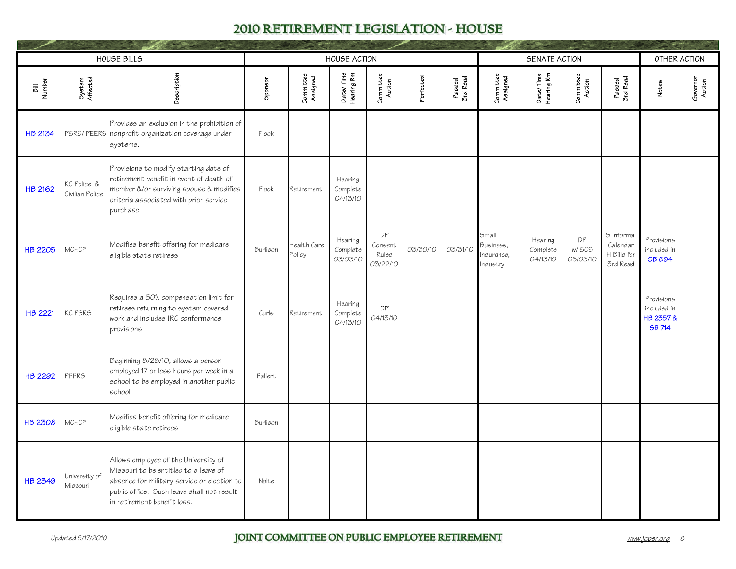# 2010 RETIREMENT LEGISLATION - HOUSE

| HOUSE BILLS | | | HOUSE ACTION | | | | | | SENATE ACTION | | | | OTHER ACTION | |
|---|---|---|---|---|---|---|---|---|---|---|---|---|---|---|
| Bill Number | System Affected | Description | Sponsor | Committee Assigned | Date/ Time Hearing Rm | Committee Action | Perfected | Passed 3rd Read | Committee Assigned | Date/ Time Hearing Rm | Committee Action | Passed 3rd Read | Notes | Governor Action |
| HB 2134 | PSRS/ PEERS | Provides an exclusion in the prohibition of nonprofit organization coverage under systems. | Flook | | | | | | | | | | | |
| HB 2162 | KC Police & Civilian Police | Provisions to modify starting date of retirement benefit in event of death of member &/or surviving spouse & modifies criteria associated with prior service purchase | Flook | Retirement | Hearing Complete 04/13/10 | | | | | | | | | |
| HB 2205 | MCHCP | Modifies benefit offering for medicare eligible state retirees | Burlison | Health Care Policy | Hearing Complete 03/03/10 | DP Consent Rules 03/22/10 | 03/30/10 | 03/31/10 | Small Business, Insurance, Industry | Hearing Complete 04/13/10 | DP w/ SCS 05/05/10 | S Informal Calendar H Bills for 3rd Read | Provisions included in SB 894 | |
| HB 2221 | KC PSRS | Requires a 50% compensation limit for retirees returning to system covered work and includes IRC conformance provisions | Curls | Retirement | Hearing Complete 04/13/10 | DP 04/13/10 | | | | | | | Provisions included in HB 2357 & SB 714 | |
| HB 2292 | PEERS | Beginning 8/28/10, allows a person employed 17 or less hours per week in a school to be employed in another public school. | Fallert | | | | | | | | | | | |
| HB 2308 | MCHCP | Modifies benefit offering for medicare eligible state retirees | Burlison | | | | | | | | | | | |
| HB 2349 | University of Missouri | Allows employee of the University of Missouri to be entitled to a leave of absence for military service or election to public office. Such leave shall not result in retirement benefit loss. | Nolte | | | | | | | | | | | |

Updated 5/17/2010 — JOINT COMMITTEE ON PUBLIC EMPLOYEE RETIREMENT — www.jcper.org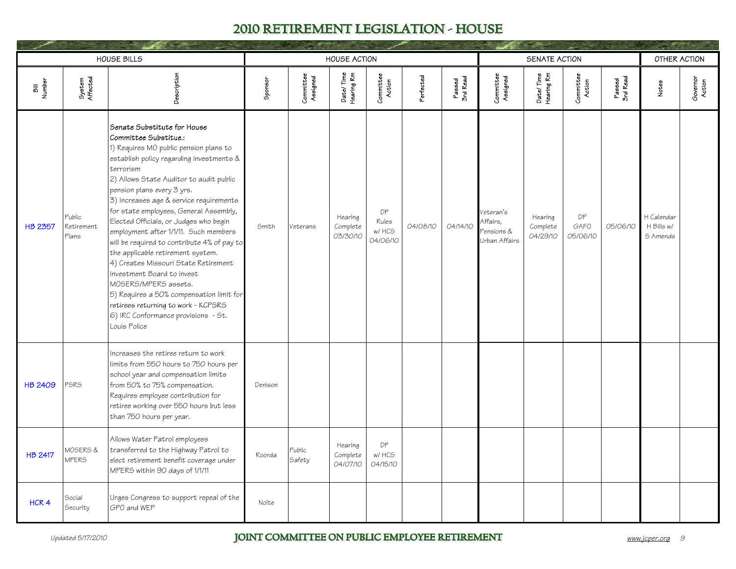# 2010 RETIREMENT LEGISLATION - HOUSE

| HOUSE BILLS | | | HOUSE ACTION | | | | | | SENATE ACTION | | | | OTHER ACTION | |
|---|---|---|---|---|---|---|---|---|---|---|---|---|---|---|
| Bill Number | System Affected | Description | Sponsor | Committee Assigned | Date/ Time Hearing Rm | Committee Action | Perfected | Passed 3rd Read | Committee Assigned | Date/ Time Hearing Rm | Committee Action | Passed 3rd Read | Notes | Governor Action |
| HB 2357 | Public Retirement Plans | **Senate Substitute for House Committee Substitue.:** 1) Requires MO public pension plans to establish policy regarding investments & terrorism 2) Allows State Auditor to audit public pension plans every 3 yrs. 3) Increases age & service requirements for state employees, General Assembly, Elected Officials, or Judges who begin employment after 1/1/11. Such members will be required to contribute 4% of pay to the applicable retirement system. 4) Creates Missouri State Retirement Investment Board to invest MOSERS/MPERS assets. 5) Requires a 50% compensation limit for retirees returning to work - KCPSRS 6) IRC Conformance provisions - St. Louis Police | Smith | Veterans | Hearing Complete 03/30/10 | DP Rules w/ HCS 04/06/10 | 04/08/10 | 04/14/10 | Veteran's Affairs, Pensions & Urban Affairs | Hearing Complete 04/29/10 | DP GAFO 05/06/10 | 05/06/10 | H Calendar H Bills w/ S Amends | |
| HB 2409 | PSRS | Increases the retiree return to work limits from 550 hours to 750 hours per school year and compensation limits from 50% to 75% compensation. Requires employee contribution for retiree working over 550 hours but less than 750 hours per year. | Denison | | | | | | | | | | | |
| HB 2417 | MOSERS & MPERS | Allows Water Patrol employees transferred to the Highway Patrol to elect retirement benefit coverage under MPERS within 90 days of 1/1/11 | Roorda | Public Safety | Hearing Complete 04/07/10 | DP w/ HCS 04/15/10 | | | | | | | | |
| HCR 4 | Social Security | Urges Congress to support repeal of the GPO and WEP | Nolte | | | | | | | | | | | |

Updated 5/17/2010 — JOINT COMMITTEE ON PUBLIC EMPLOYEE RETIREMENT — www.jcper.org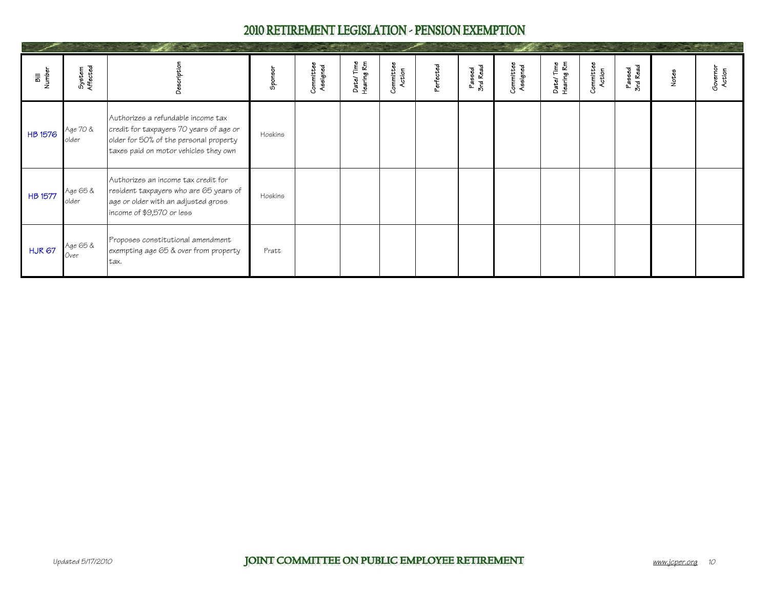# 2010 RETIREMENT LEGISLATION - PENSION EXEMPTION

| Bill Number | System Affected | Description | Sponsor | Committee Assigned | Date/ Time Hearing Rm | Committee Action | Perfected | Passed 3rd Read | Committee Assigned | Date/ Time Hearing Rm | Committee Action | Passed 3rd Read | Notes | Governor Action |
|---|---|---|---|---|---|---|---|---|---|---|---|---|---|---|
| HB 1576 | Age 70 & older | Authorizes a refundable income tax credit for taxpayers 70 years of age or older for 50% of the personal property taxes paid on motor vehicles they own | Hoskins | | | | | | | | | | | |
| HB 1577 | Age 65 & older | Authorizes an income tax credit for resident taxpayers who are 65 years of age or older with an adjusted gross income of $9,570 or less | Hoskins | | | | | | | | | | | |
| HJR 67 | Age 65 & Over | Proposes constitutional amendment exempting age 65 & over from property tax. | Pratt | | | | | | | | | | | |

Updated 5/17/2010

JOINT COMMITTEE ON PUBLIC EMPLOYEE RETIREMENT

www.jcper.org